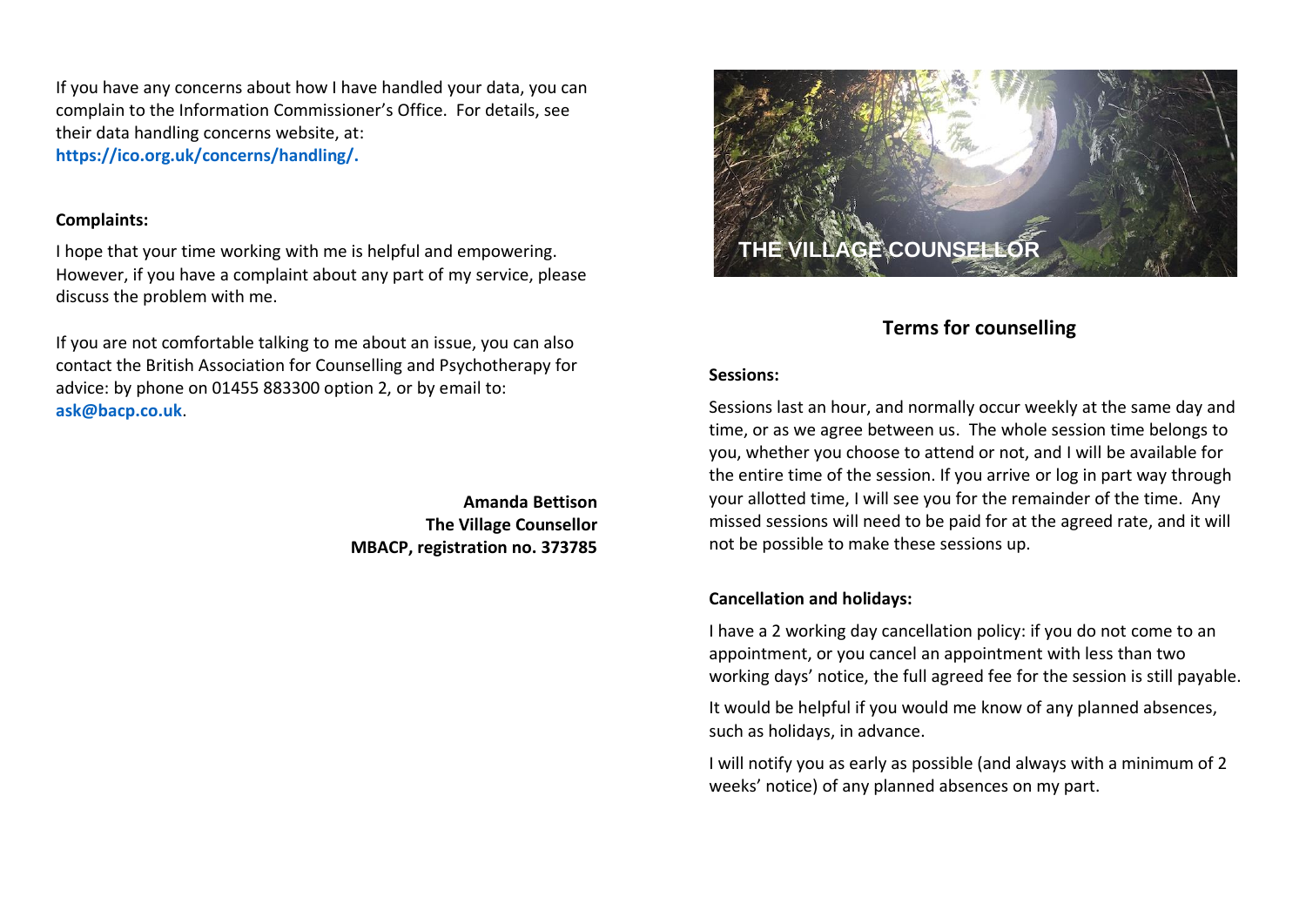If you have any concerns about how I have handled your data, you can complain to the Information Commissioner's Office. For details, see their data handling concerns website, at: **https://ico.org.uk/concerns/handling/.**

**Complaints:**

I hope that your time working with me is helpful and empowering. However, if you have a complaint about any part of my service, please discuss the problem with me.

If you are not comfortable talking to me about an issue, you can also contact the British Association for Counselling and Psychotherapy for advice: by phone on 01455 883300 option 2, or by email to: **ask@bacp.co.uk**.

**Amanda Bettison**
**The Village Counsellor**
**MBACP, registration no. 373785**

THE VILLAGE COUNSELLOR

## Terms for counselling

**Sessions:**

Sessions last an hour, and normally occur weekly at the same day and time, or as we agree between us. The whole session time belongs to you, whether you choose to attend or not, and I will be available for the entire time of the session. If you arrive or log in part way through your allotted time, I will see you for the remainder of the time. Any missed sessions will need to be paid for at the agreed rate, and it will not be possible to make these sessions up.

**Cancellation and holidays:**

I have a 2 working day cancellation policy: if you do not come to an appointment, or you cancel an appointment with less than two working days' notice, the full agreed fee for the session is still payable.

It would be helpful if you would me know of any planned absences, such as holidays, in advance.

I will notify you as early as possible (and always with a minimum of 2 weeks' notice) of any planned absences on my part.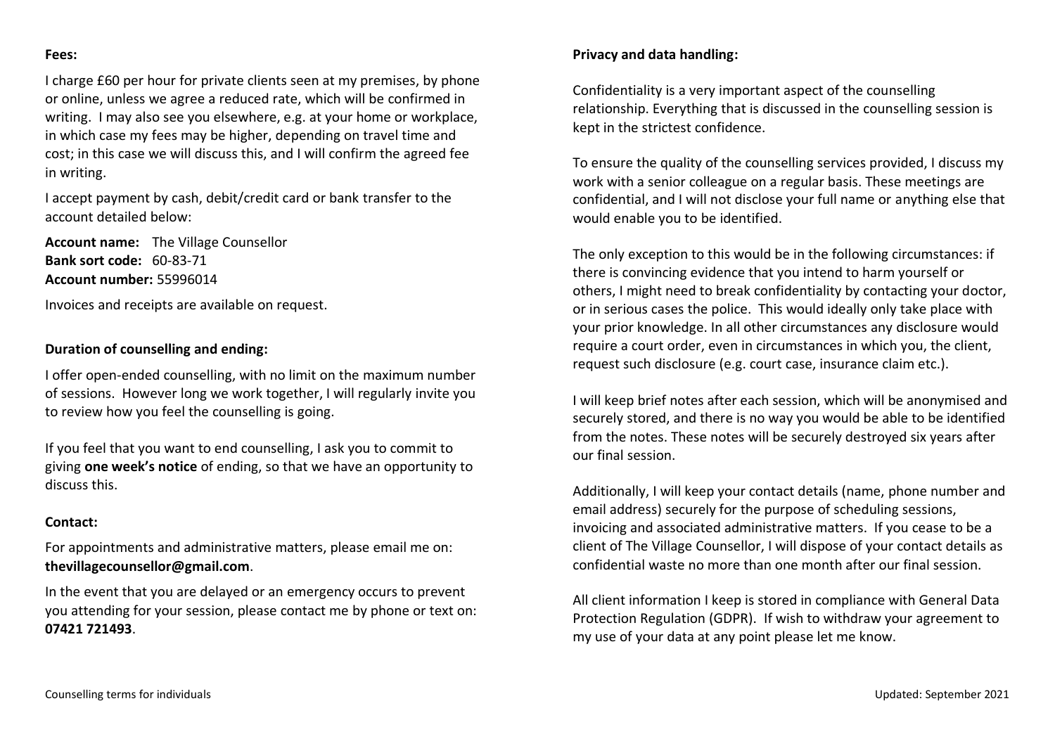**Fees:**

I charge £60 per hour for private clients seen at my premises, by phone or online, unless we agree a reduced rate, which will be confirmed in writing. I may also see you elsewhere, e.g. at your home or workplace, in which case my fees may be higher, depending on travel time and cost; in this case we will discuss this, and I will confirm the agreed fee in writing.

I accept payment by cash, debit/credit card or bank transfer to the account detailed below:

**Account name:** The Village Counsellor
**Bank sort code:** 60-83-71
**Account number:** 55996014

Invoices and receipts are available on request.

**Duration of counselling and ending:**

I offer open-ended counselling, with no limit on the maximum number of sessions. However long we work together, I will regularly invite you to review how you feel the counselling is going.

If you feel that you want to end counselling, I ask you to commit to giving **one week's notice** of ending, so that we have an opportunity to discuss this.

**Contact:**

For appointments and administrative matters, please email me on: **thevillagecounsellor@gmail.com**.

In the event that you are delayed or an emergency occurs to prevent you attending for your session, please contact me by phone or text on: **07421 721493**.

**Privacy and data handling:**

Confidentiality is a very important aspect of the counselling relationship. Everything that is discussed in the counselling session is kept in the strictest confidence.

To ensure the quality of the counselling services provided, I discuss my work with a senior colleague on a regular basis. These meetings are confidential, and I will not disclose your full name or anything else that would enable you to be identified.

The only exception to this would be in the following circumstances: if there is convincing evidence that you intend to harm yourself or others, I might need to break confidentiality by contacting your doctor, or in serious cases the police. This would ideally only take place with your prior knowledge. In all other circumstances any disclosure would require a court order, even in circumstances in which you, the client, request such disclosure (e.g. court case, insurance claim etc.).

I will keep brief notes after each session, which will be anonymised and securely stored, and there is no way you would be able to be identified from the notes. These notes will be securely destroyed six years after our final session.

Additionally, I will keep your contact details (name, phone number and email address) securely for the purpose of scheduling sessions, invoicing and associated administrative matters. If you cease to be a client of The Village Counsellor, I will dispose of your contact details as confidential waste no more than one month after our final session.

All client information I keep is stored in compliance with General Data Protection Regulation (GDPR). If wish to withdraw your agreement to my use of your data at any point please let me know.